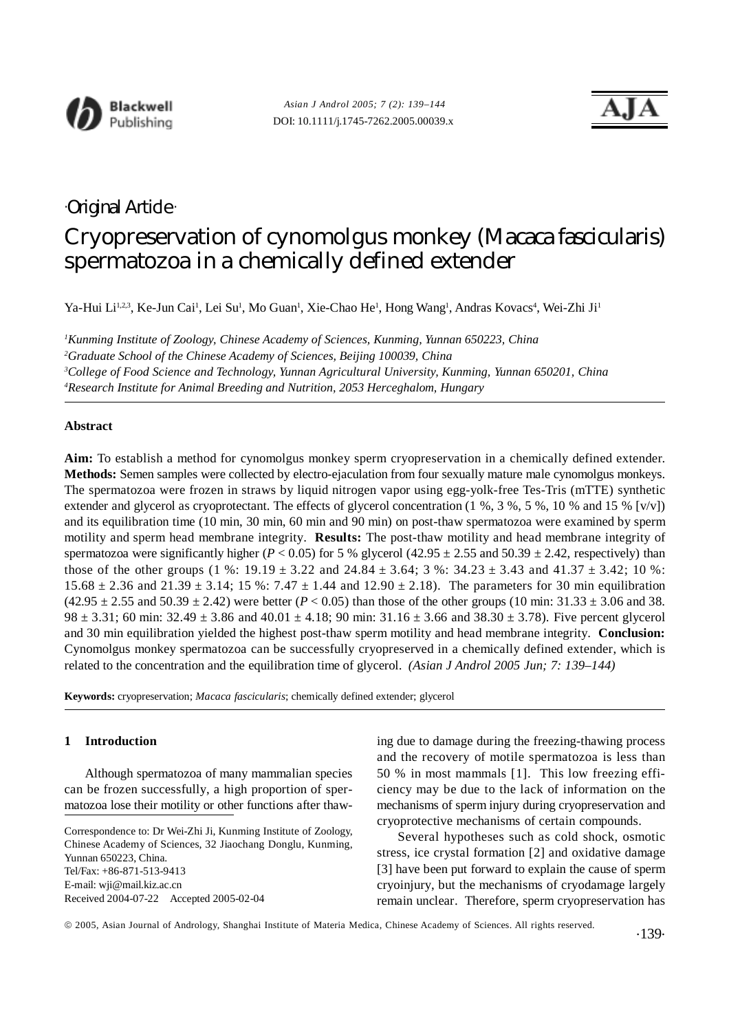·Original Article·

# Cryopreservation of cynomolgus monkey (*Macaca fascicularis*) spermatozoa in a chemically defined extender

Ya-Hui Li[1,2,3], Ke-Jun Cai[1], Lei Su[1], Mo Guan[1], Xie-Chao He[1], Hong Wang[1], Andras Kovacs[4], Wei-Zhi Ji[1]

[1]*Kunming Institute of Zoology, Chinese Academy of Sciences, Kunming, Yunnan 650223, China*
[2]*Graduate School of the Chinese Academy of Sciences, Beijing 100039, China*
[3]*College of Food Science and Technology, Yunnan Agricultural University, Kunming, Yunnan 650201, China*
[4]*Research Institute for Animal Breeding and Nutrition, 2053 Herceghalom, Hungary*

## Abstract

**Aim:** To establish a method for cynomolgus monkey sperm cryopreservation in a chemically defined extender. **Methods:** Semen samples were collected by electro-ejaculation from four sexually mature male cynomolgus monkeys. The spermatozoa were frozen in straws by liquid nitrogen vapor using egg-yolk-free Tes-Tris (mTTE) synthetic extender and glycerol as cryoprotectant. The effects of glycerol concentration (1 %, 3 %, 5 %, 10 % and 15 % [v/v]) and its equilibration time (10 min, 30 min, 60 min and 90 min) on post-thaw spermatozoa were examined by sperm motility and sperm head membrane integrity. **Results:** The post-thaw motility and head membrane integrity of spermatozoa were significantly higher ($P < 0.05$) for 5 % glycerol ($42.95 \pm 2.55$ and $50.39 \pm 2.42$, respectively) than those of the other groups (1 %: $19.19 \pm 3.22$ and $24.84 \pm 3.64$; 3 %: $34.23 \pm 3.43$ and $41.37 \pm 3.42$; 10 %: $15.68 \pm 2.36$ and $21.39 \pm 3.14$; 15 %: $7.47 \pm 1.44$ and $12.90 \pm 2.18$). The parameters for 30 min equilibration ($42.95 \pm 2.55$ and $50.39 \pm 2.42$) were better ($P < 0.05$) than those of the other groups (10 min: $31.33 \pm 3.06$ and $38.98 \pm 3.31$; 60 min: $32.49 \pm 3.86$ and $40.01 \pm 4.18$; 90 min: $31.16 \pm 3.66$ and $38.30 \pm 3.78$). Five percent glycerol and 30 min equilibration yielded the highest post-thaw sperm motility and head membrane integrity. **Conclusion:** Cynomolgus monkey spermatozoa can be successfully cryopreserved in a chemically defined extender, which is related to the concentration and the equilibration time of glycerol. *(Asian J Androl 2005 Jun; 7: 139–144)*

**Keywords:** cryopreservation; *Macaca fascicularis*; chemically defined extender; glycerol

## 1 Introduction

Although spermatozoa of many mammalian species can be frozen successfully, a high proportion of spermatozoa lose their motility or other functions after thawing due to damage during the freezing-thawing process and the recovery of motile spermatozoa is less than 50 % in most mammals [1]. This low freezing efficiency may be due to the lack of information on the mechanisms of sperm injury during cryopreservation and cryoprotective mechanisms of certain compounds.

Several hypotheses such as cold shock, osmotic stress, ice crystal formation [2] and oxidative damage [3] have been put forward to explain the cause of sperm cryoinjury, but the mechanisms of cryodamage largely remain unclear. Therefore, sperm cryopreservation has

Correspondence to: Dr Wei-Zhi Ji, Kunming Institute of Zoology, Chinese Academy of Sciences, 32 Jiaochang Donglu, Kunming, Yunnan 650223, China.
Tel/Fax: +86-871-513-9413
E-mail: wji@mail.kiz.ac.cn
Received 2004-07-22 Accepted 2005-02-04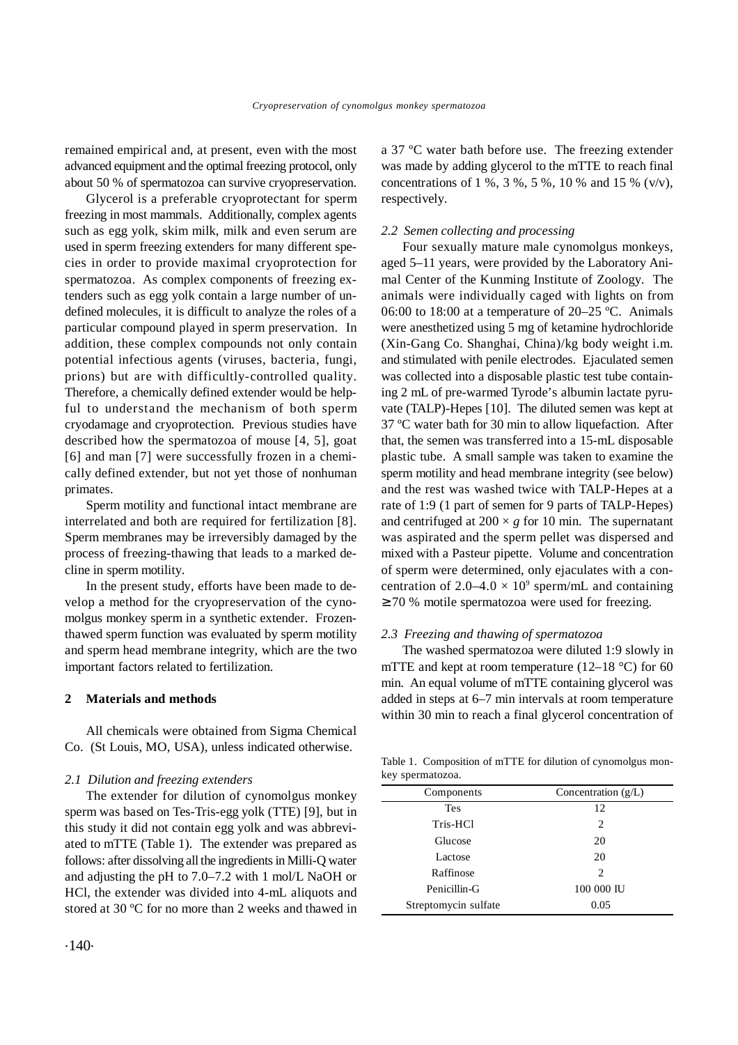remained empirical and, at present, even with the most advanced equipment and the optimal freezing protocol, only about 50 % of spermatozoa can survive cryopreservation.

Glycerol is a preferable cryoprotectant for sperm freezing in most mammals. Additionally, complex agents such as egg yolk, skim milk, milk and even serum are used in sperm freezing extenders for many different species in order to provide maximal cryoprotection for spermatozoa. As complex components of freezing extenders such as egg yolk contain a large number of undefined molecules, it is difficult to analyze the roles of a particular compound played in sperm preservation. In addition, these complex compounds not only contain potential infectious agents (viruses, bacteria, fungi, prions) but are with difficultly-controlled quality. Therefore, a chemically defined extender would be helpful to understand the mechanism of both sperm cryodamage and cryoprotection. Previous studies have described how the spermatozoa of mouse [4, 5], goat [6] and man [7] were successfully frozen in a chemically defined extender, but not yet those of nonhuman primates.

Sperm motility and functional intact membrane are interrelated and both are required for fertilization [8]. Sperm membranes may be irreversibly damaged by the process of freezing-thawing that leads to a marked decline in sperm motility.

In the present study, efforts have been made to develop a method for the cryopreservation of the cynomolgus monkey sperm in a synthetic extender. Frozen-thawed sperm function was evaluated by sperm motility and sperm head membrane integrity, which are the two important factors related to fertilization.

## 2 Materials and methods

All chemicals were obtained from Sigma Chemical Co. (St Louis, MO, USA), unless indicated otherwise.

### *2.1 Dilution and freezing extenders*

The extender for dilution of cynomolgus monkey sperm was based on Tes-Tris-egg yolk (TTE) [9], but in this study it did not contain egg yolk and was abbreviated to mTTE (Table 1). The extender was prepared as follows: after dissolving all the ingredients in Milli-Q water and adjusting the pH to 7.0–7.2 with 1 mol/L NaOH or HCl, the extender was divided into 4-mL aliquots and stored at 30 ºC for no more than 2 weeks and thawed in a 37 ºC water bath before use. The freezing extender was made by adding glycerol to the mTTE to reach final concentrations of 1 %, 3 %, 5 %, 10 % and 15 % (v/v), respectively.

### *2.2 Semen collecting and processing*

Four sexually mature male cynomolgus monkeys, aged 5–11 years, were provided by the Laboratory Animal Center of the Kunming Institute of Zoology. The animals were individually caged with lights on from 06:00 to 18:00 at a temperature of 20–25 ºC. Animals were anesthetized using 5 mg of ketamine hydrochloride (Xin-Gang Co. Shanghai, China)/kg body weight i.m. and stimulated with penile electrodes. Ejaculated semen was collected into a disposable plastic test tube containing 2 mL of pre-warmed Tyrode's albumin lactate pyruvate (TALP)-Hepes [10]. The diluted semen was kept at 37 ºC water bath for 30 min to allow liquefaction. After that, the semen was transferred into a 15-mL disposable plastic tube. A small sample was taken to examine the sperm motility and head membrane integrity (see below) and the rest was washed twice with TALP-Hepes at a rate of 1:9 (1 part of semen for 9 parts of TALP-Hepes) and centrifuged at $200 \times g$ for 10 min. The supernatant was aspirated and the sperm pellet was dispersed and mixed with a Pasteur pipette. Volume and concentration of sperm were determined, only ejaculates with a concentration of $2.0–4.0 \times 10^9$ sperm/mL and containing ≥ 70 % motile spermatozoa were used for freezing.

### *2.3 Freezing and thawing of spermatozoa*

The washed spermatozoa were diluted 1:9 slowly in mTTE and kept at room temperature (12–18 °C) for 60 min. An equal volume of mTTE containing glycerol was added in steps at 6–7 min intervals at room temperature within 30 min to reach a final glycerol concentration of

Table 1. Composition of mTTE for dilution of cynomolgus monkey spermatozoa.

| Components | Concentration (g/L) |
|---|---|
| Tes | 12 |
| Tris-HCl | 2 |
| Glucose | 20 |
| Lactose | 20 |
| Raffinose | 2 |
| Penicillin-G | 100 000 IU |
| Streptomycin sulfate | 0.05 |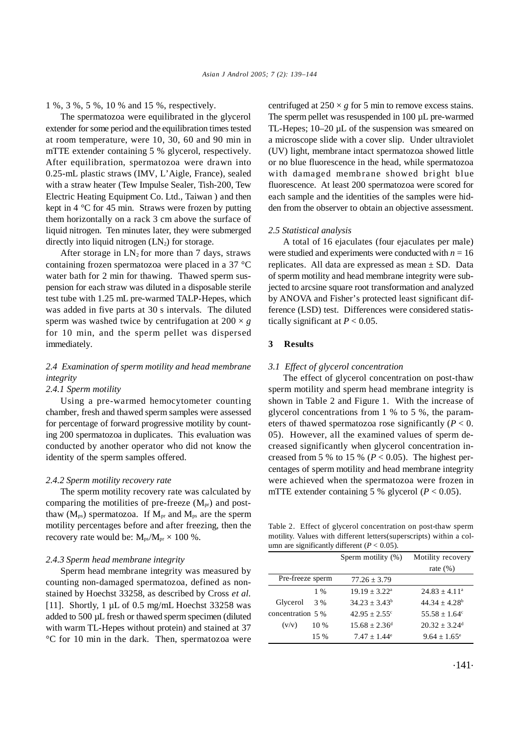1 %, 3 %, 5 %, 10 % and 15 %, respectively.

The spermatozoa were equilibrated in the glycerol extender for some period and the equilibration times tested at room temperature, were 10, 30, 60 and 90 min in mTTE extender containing 5 % glycerol, respectively. After equilibration, spermatozoa were drawn into 0.25-mL plastic straws (IMV, L'Aigle, France), sealed with a straw heater (Tew Impulse Sealer, Tish-200, Tew Electric Heating Equipment Co. Ltd., Taiwan ) and then kept in 4 °C for 45 min. Straws were frozen by putting them horizontally on a rack 3 cm above the surface of liquid nitrogen. Ten minutes later, they were submerged directly into liquid nitrogen ($LN_2$) for storage.

After storage in $LN_2$ for more than 7 days, straws containing frozen spermatozoa were placed in a 37 °C water bath for 2 min for thawing. Thawed sperm suspension for each straw was diluted in a disposable sterile test tube with 1.25 mL pre-warmed TALP-Hepes, which was added in five parts at 30 s intervals. The diluted sperm was washed twice by centrifugation at $200 \times g$ for 10 min, and the sperm pellet was dispersed immediately.

### *2.4 Examination of sperm motility and head membrane integrity*

#### *2.4.1 Sperm motility*

Using a pre-warmed hemocytometer counting chamber, fresh and thawed sperm samples were assessed for percentage of forward progressive motility by counting 200 spermatozoa in duplicates. This evaluation was conducted by another operator who did not know the identity of the sperm samples offered.

#### *2.4.2 Sperm motility recovery rate*

The sperm motility recovery rate was calculated by comparing the motilities of pre-freeze ($M_{pr}$) and post-thaw ($M_{ps}$) spermatozoa. If $M_{pr}$ and $M_{ps}$ are the sperm motility percentages before and after freezing, then the recovery rate would be: $M_{ps}/M_{pr} \times 100$ %.

#### *2.4.3 Sperm head membrane integrity*

Sperm head membrane integrity was measured by counting non-damaged spermatozoa, defined as non-stained by Hoechst 33258, as described by Cross *et al.* [11]. Shortly, 1 µL of 0.5 mg/mL Hoechst 33258 was added to 500 µL fresh or thawed sperm specimen (diluted with warm TL-Hepes without protein) and stained at 37 °C for 10 min in the dark. Then, spermatozoa were centrifuged at $250 \times g$ for 5 min to remove excess stains. The sperm pellet was resuspended in 100 µL pre-warmed TL-Hepes; 10–20 µL of the suspension was smeared on a microscope slide with a cover slip. Under ultraviolet (UV) light, membrane intact spermatozoa showed little or no blue fluorescence in the head, while spermatozoa with damaged membrane showed bright blue fluorescence. At least 200 spermatozoa were scored for each sample and the identities of the samples were hidden from the observer to obtain an objective assessment.

### *2.5 Statistical analysis*

A total of 16 ejaculates (four ejaculates per male) were studied and experiments were conducted with $n = 16$ replicates. All data are expressed as mean ± SD. Data of sperm motility and head membrane integrity were subjected to arcsine square root transformation and analyzed by ANOVA and Fisher's protected least significant difference (LSD) test. Differences were considered statistically significant at $P < 0.05$.

## 3 Results

### *3.1 Effect of glycerol concentration*

The effect of glycerol concentration on post-thaw sperm motility and sperm head membrane integrity is shown in Table 2 and Figure 1. With the increase of glycerol concentrations from 1 % to 5 %, the parameters of thawed spermatozoa rose significantly ($P < 0.05$). However, all the examined values of sperm decreased significantly when glycerol concentration increased from 5 % to 15 % ($P < 0.05$). The highest percentages of sperm motility and head membrane integrity were achieved when the spermatozoa were frozen in mTTE extender containing 5 % glycerol ($P < 0.05$).

Table 2. Effect of glycerol concentration on post-thaw sperm motility. Values with different letters(superscripts) within a column are significantly different ($P < 0.05$).

| | | Sperm motility (%) | Motility recovery rate (%) |
|---|---|---|---|
| Pre-freeze sperm | | $77.26 \pm 3.79$ | |
| Glycerol concentration (v/v) | 1 % | $19.19 \pm 3.22^a$ | $24.83 \pm 4.11^a$ |
| | 3 % | $34.23 \pm 3.43^b$ | $44.34 \pm 4.28^b$ |
| | 5 % | $42.95 \pm 2.55^c$ | $55.58 \pm 1.64^c$ |
| | 10 % | $15.68 \pm 2.36^d$ | $20.32 \pm 3.24^d$ |
| | 15 % | $7.47 \pm 1.44^e$ | $9.64 \pm 1.65^e$ |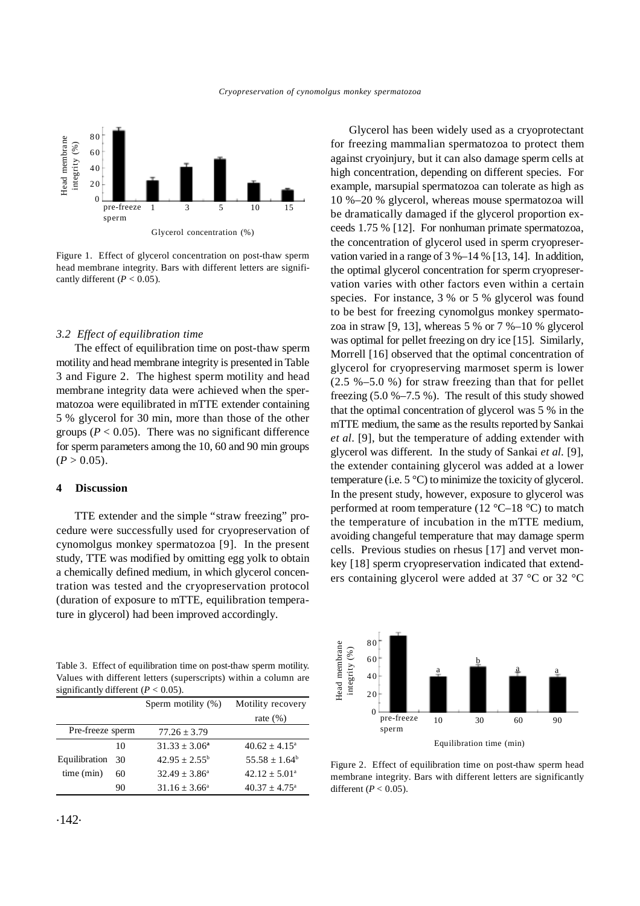Figure 1. Effect of glycerol concentration on post-thaw sperm head membrane integrity. Bars with different letters are significantly different ($P < 0.05$).

### 3.2 *Effect of equilibration time*

The effect of equilibration time on post-thaw sperm motility and head membrane integrity is presented in Table 3 and Figure 2. The highest sperm motility and head membrane integrity data were achieved when the spermatozoa were equilibrated in mTTE extender containing 5 % glycerol for 30 min, more than those of the other groups ($P < 0.05$). There was no significant difference for sperm parameters among the 10, 60 and 90 min groups ($P > 0.05$).

## 4 Discussion

TTE extender and the simple "straw freezing" procedure were successfully used for cryopreservation of cynomolgus monkey spermatozoa [9]. In the present study, TTE was modified by omitting egg yolk to obtain a chemically defined medium, in which glycerol concentration was tested and the cryopreservation protocol (duration of exposure to mTTE, equilibration temperature in glycerol) had been improved accordingly.

Table 3. Effect of equilibration time on post-thaw sperm motility. Values with different letters (superscripts) within a column are significantly different ($P < 0.05$).

| | | Sperm motility (%) | Motility recovery rate (%) |
|---|---|---|---|
| Pre-freeze sperm | | $77.26 \pm 3.79$ | |
| Equilibration time (min) | 10 | $31.33 \pm 3.06^{a}$ | $40.62 \pm 4.15^{a}$ |
| | 30 | $42.95 \pm 2.55^{b}$ | $55.58 \pm 1.64^{b}$ |
| | 60 | $32.49 \pm 3.86^{a}$ | $42.12 \pm 5.01^{a}$ |
| | 90 | $31.16 \pm 3.66^{a}$ | $40.37 \pm 4.75^{a}$ |

Glycerol has been widely used as a cryoprotectant for freezing mammalian spermatozoa to protect them against cryoinjury, but it can also damage sperm cells at high concentration, depending on different species. For example, marsupial spermatozoa can tolerate as high as 10 %–20 % glycerol, whereas mouse spermatozoa will be dramatically damaged if the glycerol proportion exceeds 1.75 % [12]. For nonhuman primate spermatozoa, the concentration of glycerol used in sperm cryopreservation varied in a range of 3 %–14 % [13, 14]. In addition, the optimal glycerol concentration for sperm cryopreservation varies with other factors even within a certain species. For instance, 3 % or 5 % glycerol was found to be best for freezing cynomolgus monkey spermatozoa in straw [9, 13], whereas 5 % or 7 %–10 % glycerol was optimal for pellet freezing on dry ice [15]. Similarly, Morrell [16] observed that the optimal concentration of glycerol for cryopreserving marmoset sperm is lower (2.5 %–5.0 %) for straw freezing than that for pellet freezing (5.0 %–7.5 %). The result of this study showed that the optimal concentration of glycerol was 5 % in the mTTE medium, the same as the results reported by Sankai *et al*. [9], but the temperature of adding extender with glycerol was different. In the study of Sankai *et al*. [9], the extender containing glycerol was added at a lower temperature (i.e. 5 °C) to minimize the toxicity of glycerol. In the present study, however, exposure to glycerol was performed at room temperature (12 °C–18 °C) to match the temperature of incubation in the mTTE medium, avoiding changeful temperature that may damage sperm cells. Previous studies on rhesus [17] and vervet monkey [18] sperm cryopreservation indicated that extenders containing glycerol were added at 37 °C or 32 °C

Figure 2. Effect of equilibration time on post-thaw sperm head membrane integrity. Bars with different letters are significantly different ($P < 0.05$).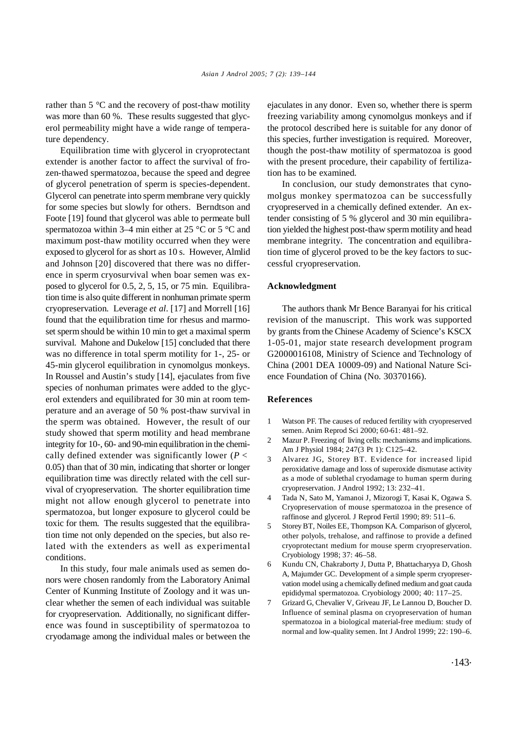rather than 5 °C and the recovery of post-thaw motility was more than 60 %. These results suggested that glycerol permeability might have a wide range of temperature dependency.

Equilibration time with glycerol in cryoprotectant extender is another factor to affect the survival of frozen-thawed spermatozoa, because the speed and degree of glycerol penetration of sperm is species-dependent. Glycerol can penetrate into sperm membrane very quickly for some species but slowly for others. Berndtson and Foote [19] found that glycerol was able to permeate bull spermatozoa within 3–4 min either at 25 °C or 5 °C and maximum post-thaw motility occurred when they were exposed to glycerol for as short as 10 s. However, Almlid and Johnson [20] discovered that there was no difference in sperm cryosurvival when boar semen was exposed to glycerol for 0.5, 2, 5, 15, or 75 min. Equilibration time is also quite different in nonhuman primate sperm cryopreservation. Leverage *et al*. [17] and Morrell [16] found that the equilibration time for rhesus and marmoset sperm should be within 10 min to get a maximal sperm survival. Mahone and Dukelow [15] concluded that there was no difference in total sperm motility for 1-, 25- or 45-min glycerol equilibration in cynomolgus monkeys. In Roussel and Austin's study [14], ejaculates from five species of nonhuman primates were added to the glycerol extenders and equilibrated for 30 min at room temperature and an average of 50 % post-thaw survival in the sperm was obtained. However, the result of our study showed that sperm motility and head membrane integrity for 10-, 60- and 90-min equilibration in the chemically defined extender was significantly lower ($P < 0.05$) than that of 30 min, indicating that shorter or longer equilibration time was directly related with the cell survival of cryopreservation. The shorter equilibration time might not allow enough glycerol to penetrate into spermatozoa, but longer exposure to glycerol could be toxic for them. The results suggested that the equilibration time not only depended on the species, but also related with the extenders as well as experimental conditions.

In this study, four male animals used as semen donors were chosen randomly from the Laboratory Animal Center of Kunming Institute of Zoology and it was unclear whether the semen of each individual was suitable for cryopreservation. Additionally, no significant difference was found in susceptibility of spermatozoa to cryodamage among the individual males or between the ejaculates in any donor. Even so, whether there is sperm freezing variability among cynomolgus monkeys and if the protocol described here is suitable for any donor of this species, further investigation is required. Moreover, though the post-thaw motility of spermatozoa is good with the present procedure, their capability of fertilization has to be examined.

In conclusion, our study demonstrates that cynomolgus monkey spermatozoa can be successfully cryopreserved in a chemically defined extender. An extender consisting of 5 % glycerol and 30 min equilibration yielded the highest post-thaw sperm motility and head membrane integrity. The concentration and equilibration time of glycerol proved to be the key factors to successful cryopreservation.

## Acknowledgment

The authors thank Mr Bence Baranyai for his critical revision of the manuscript. This work was supported by grants from the Chinese Academy of Science's KSCX 1-05-01, major state research development program G2000016108, Ministry of Science and Technology of China (2001 DEA 10009-09) and National Nature Science Foundation of China (No. 30370166).

## References

1. Watson PF. The causes of reduced fertility with cryopreserved semen. Anim Reprod Sci 2000; 60-61: 481–92.
2. Mazur P. Freezing of living cells: mechanisms and implications. Am J Physiol 1984; 247(3 Pt 1): C125–42.
3. Alvarez JG, Storey BT. Evidence for increased lipid peroxidative damage and loss of superoxide dismutase activity as a mode of sublethal cryodamage to human sperm during cryopreservation. J Androl 1992; 13: 232–41.
4. Tada N, Sato M, Yamanoi J, Mizorogi T, Kasai K, Ogawa S. Cryopreservation of mouse spermatozoa in the presence of raffinose and glycerol. J Reprod Fertil 1990; 89: 511–6.
5. Storey BT, Noiles EE, Thompson KA. Comparison of glycerol, other polyols, trehalose, and raffinose to provide a defined cryoprotectant medium for mouse sperm cryopreservation. Cryobiology 1998; 37: 46–58.
6. Kundu CN, Chakraborty J, Dutta P, Bhattacharyya D, Ghosh A, Majumder GC. Development of a simple sperm cryopreservation model using a chemically defined medium and goat cauda epididymal spermatozoa. Cryobiology 2000; 40: 117–25.
7. Grizard G, Chevalier V, Griveau JF, Le Lannou D, Boucher D. Influence of seminal plasma on cryopreservation of human spermatozoa in a biological material-free medium: study of normal and low-quality semen. Int J Androl 1999; 22: 190–6.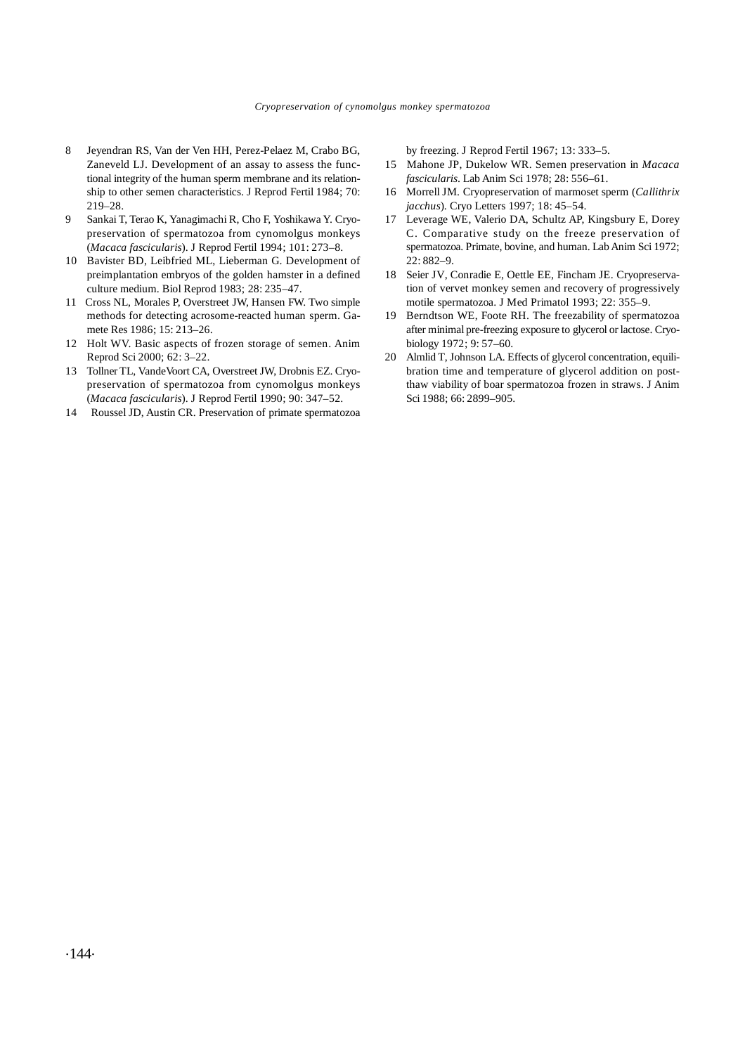8. Jeyendran RS, Van der Ven HH, Perez-Pelaez M, Crabo BG, Zaneveld LJ. Development of an assay to assess the functional integrity of the human sperm membrane and its relationship to other semen characteristics. J Reprod Fertil 1984; 70: 219–28.
9. Sankai T, Terao K, Yanagimachi R, Cho F, Yoshikawa Y. Cryopreservation of spermatozoa from cynomolgus monkeys (*Macaca fascicularis*). J Reprod Fertil 1994; 101: 273–8.
10. Bavister BD, Leibfried ML, Lieberman G. Development of preimplantation embryos of the golden hamster in a defined culture medium. Biol Reprod 1983; 28: 235–47.
11. Cross NL, Morales P, Overstreet JW, Hansen FW. Two simple methods for detecting acrosome-reacted human sperm. Gamete Res 1986; 15: 213–26.
12. Holt WV. Basic aspects of frozen storage of semen. Anim Reprod Sci 2000; 62: 3–22.
13. Tollner TL, VandeVoort CA, Overstreet JW, Drobnis EZ. Cryopreservation of spermatozoa from cynomolgus monkeys (*Macaca fascicularis*). J Reprod Fertil 1990; 90: 347–52.
14. Roussel JD, Austin CR. Preservation of primate spermatozoa by freezing. J Reprod Fertil 1967; 13: 333–5.
15. Mahone JP, Dukelow WR. Semen preservation in *Macaca fascicularis*. Lab Anim Sci 1978; 28: 556–61.
16. Morrell JM. Cryopreservation of marmoset sperm (*Callithrix jacchus*). Cryo Letters 1997; 18: 45–54.
17. Leverage WE, Valerio DA, Schultz AP, Kingsbury E, Dorey C. Comparative study on the freeze preservation of spermatozoa. Primate, bovine, and human. Lab Anim Sci 1972; 22: 882–9.
18. Seier JV, Conradie E, Oettle EE, Fincham JE. Cryopreservation of vervet monkey semen and recovery of progressively motile spermatozoa. J Med Primatol 1993; 22: 355–9.
19. Berndtson WE, Foote RH. The freezability of spermatozoa after minimal pre-freezing exposure to glycerol or lactose. Cryobiology 1972; 9: 57–60.
20. Almlid T, Johnson LA. Effects of glycerol concentration, equilibration time and temperature of glycerol addition on post-thaw viability of boar spermatozoa frozen in straws. J Anim Sci 1988; 66: 2899–905.